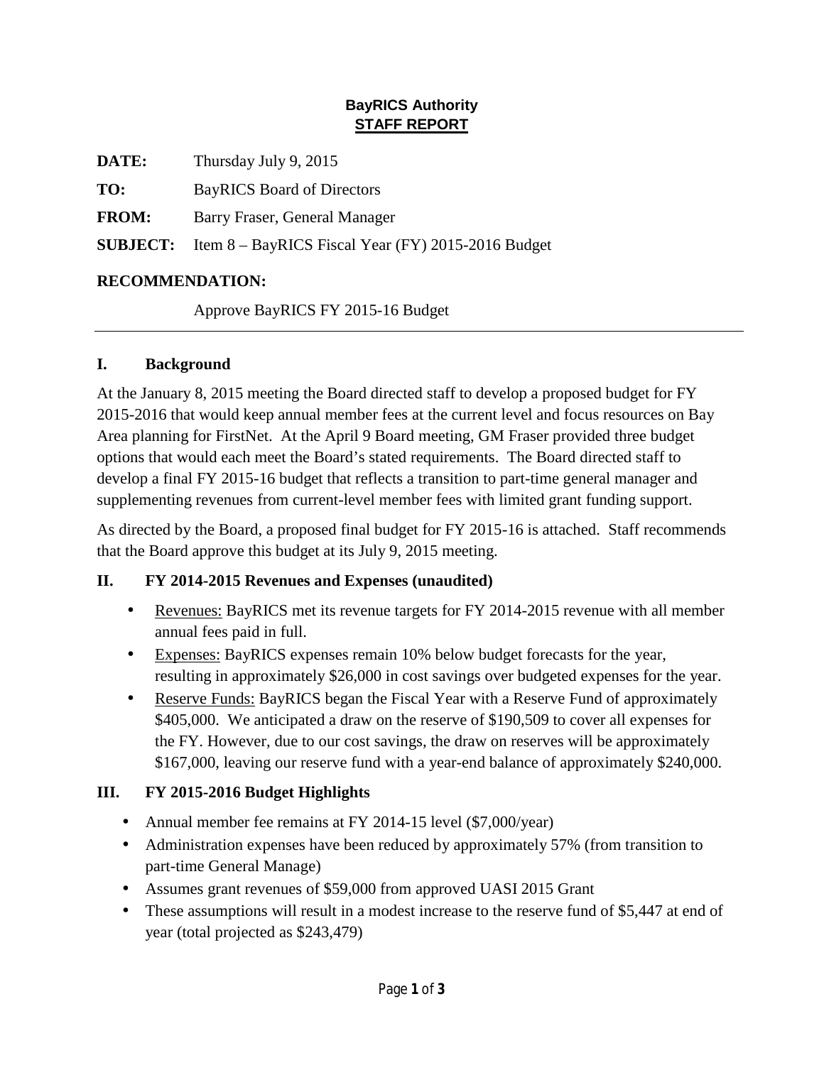**BayRICS Authority**
**STAFF REPORT**

**DATE:** Thursday July 9, 2015

**TO:** BayRICS Board of Directors

**FROM:** Barry Fraser, General Manager

**SUBJECT:** Item 8 – BayRICS Fiscal Year (FY) 2015-2016 Budget

**RECOMMENDATION:**

Approve BayRICS FY 2015-16 Budget

---

## I. Background

At the January 8, 2015 meeting the Board directed staff to develop a proposed budget for FY 2015-2016 that would keep annual member fees at the current level and focus resources on Bay Area planning for FirstNet. At the April 9 Board meeting, GM Fraser provided three budget options that would each meet the Board's stated requirements. The Board directed staff to develop a final FY 2015-16 budget that reflects a transition to part-time general manager and supplementing revenues from current-level member fees with limited grant funding support.

As directed by the Board, a proposed final budget for FY 2015-16 is attached. Staff recommends that the Board approve this budget at its July 9, 2015 meeting.

## II. FY 2014-2015 Revenues and Expenses (unaudited)

- Revenues: BayRICS met its revenue targets for FY 2014-2015 revenue with all member annual fees paid in full.
- Expenses: BayRICS expenses remain 10% below budget forecasts for the year, resulting in approximately $26,000 in cost savings over budgeted expenses for the year.
- Reserve Funds: BayRICS began the Fiscal Year with a Reserve Fund of approximately $405,000. We anticipated a draw on the reserve of $190,509 to cover all expenses for the FY. However, due to our cost savings, the draw on reserves will be approximately $167,000, leaving our reserve fund with a year-end balance of approximately $240,000.

## III. FY 2015-2016 Budget Highlights

- Annual member fee remains at FY 2014-15 level ($7,000/year)
- Administration expenses have been reduced by approximately 57% (from transition to part-time General Manage)
- Assumes grant revenues of $59,000 from approved UASI 2015 Grant
- These assumptions will result in a modest increase to the reserve fund of $5,447 at end of year (total projected as $243,479)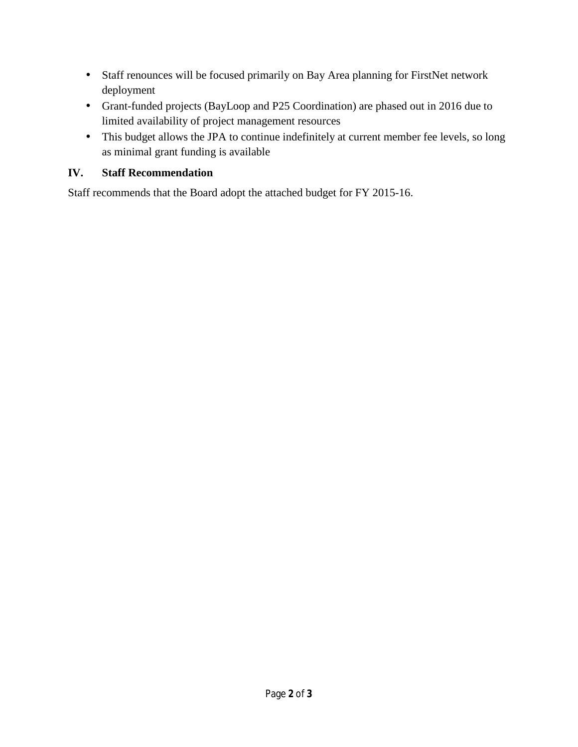- Staff renounces will be focused primarily on Bay Area planning for FirstNet network deployment
- Grant-funded projects (BayLoop and P25 Coordination) are phased out in 2016 due to limited availability of project management resources
- This budget allows the JPA to continue indefinitely at current member fee levels, so long as minimal grant funding is available

## IV. Staff Recommendation

Staff recommends that the Board adopt the attached budget for FY 2015-16.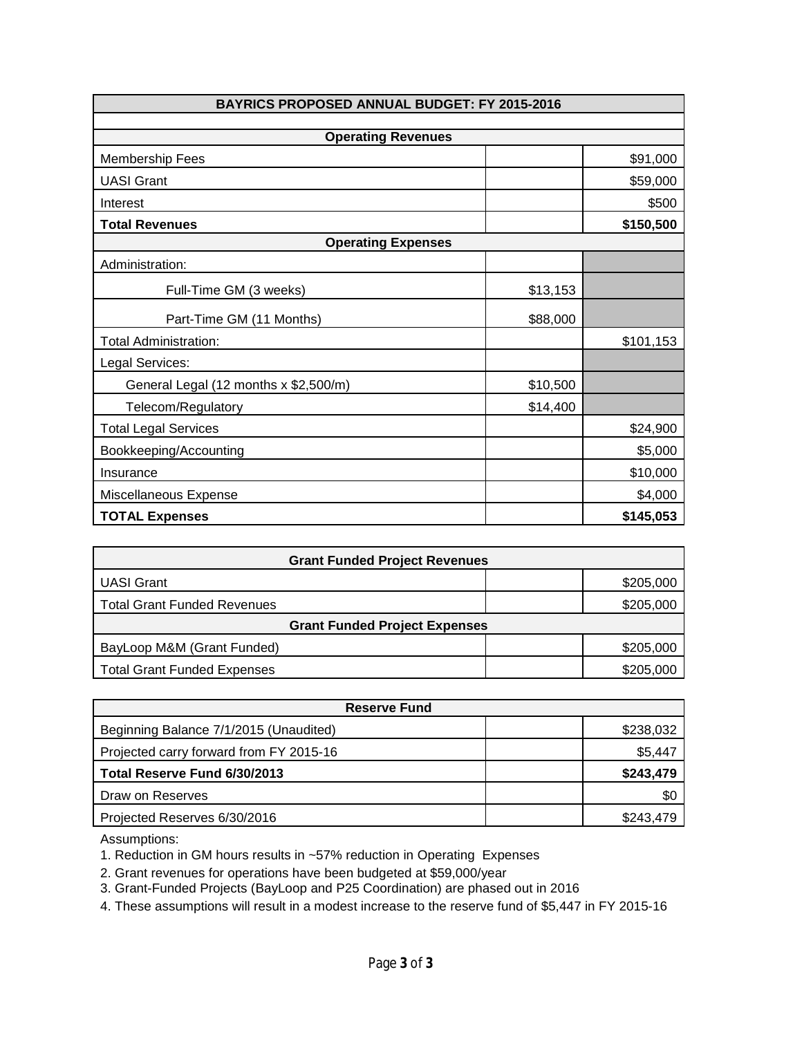| BAYRICS PROPOSED ANNUAL BUDGET: FY 2015-2016 | | |
|---|---|---|
| | | |
| **Operating Revenues** | | |
| Membership Fees | | $91,000 |
| UASI Grant | | $59,000 |
| Interest | | $500 |
| **Total Revenues** | | **$150,500** |
| **Operating Expenses** | | |
| Administration: | | |
| Full-Time GM (3 weeks) | $13,153 | |
| Part-Time GM (11 Months) | $88,000 | |
| Total Administration: | | $101,153 |
| Legal Services: | | |
| General Legal (12 months x $2,500/m) | $10,500 | |
| Telecom/Regulatory | $14,400 | |
| Total Legal Services | | $24,900 |
| Bookkeeping/Accounting | | $5,000 |
| Insurance | | $10,000 |
| Miscellaneous Expense | | $4,000 |
| **TOTAL Expenses** | | **$145,053** |

| Grant Funded Project Revenues | | |
|---|---|---|
| UASI Grant | | $205,000 |
| Total Grant Funded Revenues | | $205,000 |
| **Grant Funded Project Expenses** | | |
| BayLoop M&M (Grant Funded) | | $205,000 |
| Total Grant Funded Expenses | | $205,000 |

| Reserve Fund | | |
|---|---|---|
| Beginning Balance 7/1/2015 (Unaudited) | | $238,032 |
| Projected carry forward from FY 2015-16 | | $5,447 |
| **Total Reserve Fund 6/30/2013** | | **$243,479** |
| Draw on Reserves | | $0 |
| Projected Reserves 6/30/2016 | | $243,479 |

Assumptions:

1. Reduction in GM hours results in ~57% reduction in Operating Expenses
2. Grant revenues for operations have been budgeted at $59,000/year
3. Grant-Funded Projects (BayLoop and P25 Coordination) are phased out in 2016
4. These assumptions will result in a modest increase to the reserve fund of $5,447 in FY 2015-16